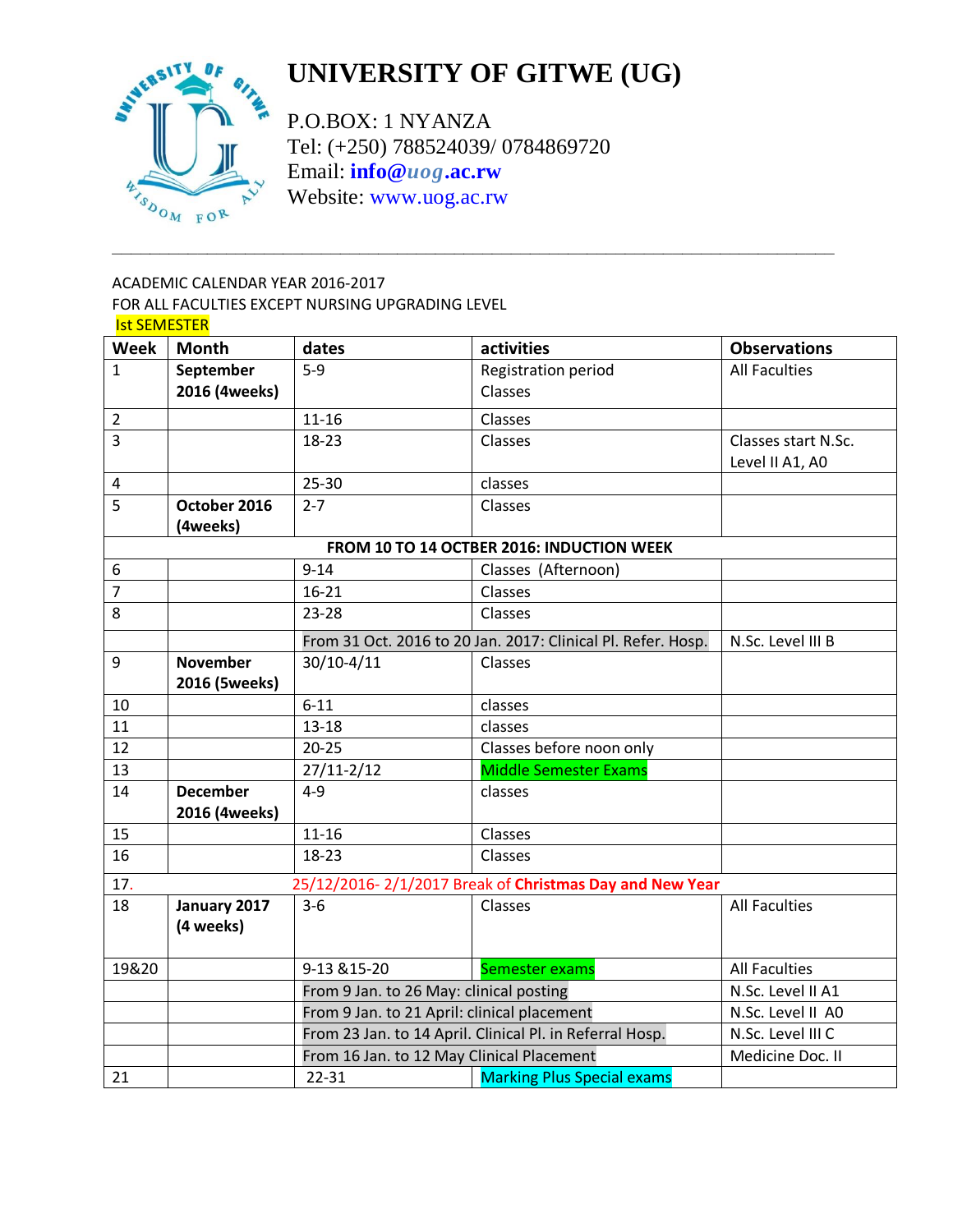# UNIVERSITY OF GITWE (UG)

P.O.BOX: 1 NYANZA
Tel: (+250) 788524039/ 0784869720
Email: **info@uog.ac.rw**
Website: www.uog.ac.rw

ACADEMIC CALENDAR YEAR 2016-2017
FOR ALL FACULTIES EXCEPT NURSING UPGRADING LEVEL
Ist SEMESTER

| Week | Month | dates | activities | Observations |
|---|---|---|---|---|
| 1 | **September 2016 (4weeks)** | 5-9 | Registration period<br>Classes | All Faculties |
| 2 | | 11-16 | Classes | |
| 3 | | 18-23 | Classes | Classes start N.Sc. Level II A1, A0 |
| 4 | | 25-30 | classes | |
| 5 | **October 2016 (4weeks)** | 2-7 | Classes | |
| **FROM 10 TO 14 OCTBER 2016: INDUCTION WEEK** | | | | |
| 6 | | 9-14 | Classes (Afternoon) | |
| 7 | | 16-21 | Classes | |
| 8 | | 23-28 | Classes | |
| | | From 31 Oct. 2016 to 20 Jan. 2017: Clinical Pl. Refer. Hosp. | | N.Sc. Level III B |
| 9 | **November 2016 (5weeks)** | 30/10-4/11 | Classes | |
| 10 | | 6-11 | classes | |
| 11 | | 13-18 | classes | |
| 12 | | 20-25 | Classes before noon only | |
| 13 | | 27/11-2/12 | Middle Semester Exams | |
| 14 | **December 2016 (4weeks)** | 4-9 | classes | |
| 15 | | 11-16 | Classes | |
| 16 | | 18-23 | Classes | |
| 17. | | 25/12/2016- 2/1/2017 Break of **Christmas Day and New Year** | | |
| 18 | **January 2017 (4 weeks)** | 3-6 | Classes | All Faculties |
| 19&20 | | 9-13 &15-20 | Semester exams | All Faculties |
| | | From 9 Jan. to 26 May: clinical posting | | N.Sc. Level II A1 |
| | | From 9 Jan. to 21 April: clinical placement | | N.Sc. Level II A0 |
| | | From 23 Jan. to 14 April. Clinical Pl. in Referral Hosp. | | N.Sc. Level III C |
| | | From 16 Jan. to 12 May Clinical Placement | | Medicine Doc. II |
| 21 | | 22-31 | Marking Plus Special exams | |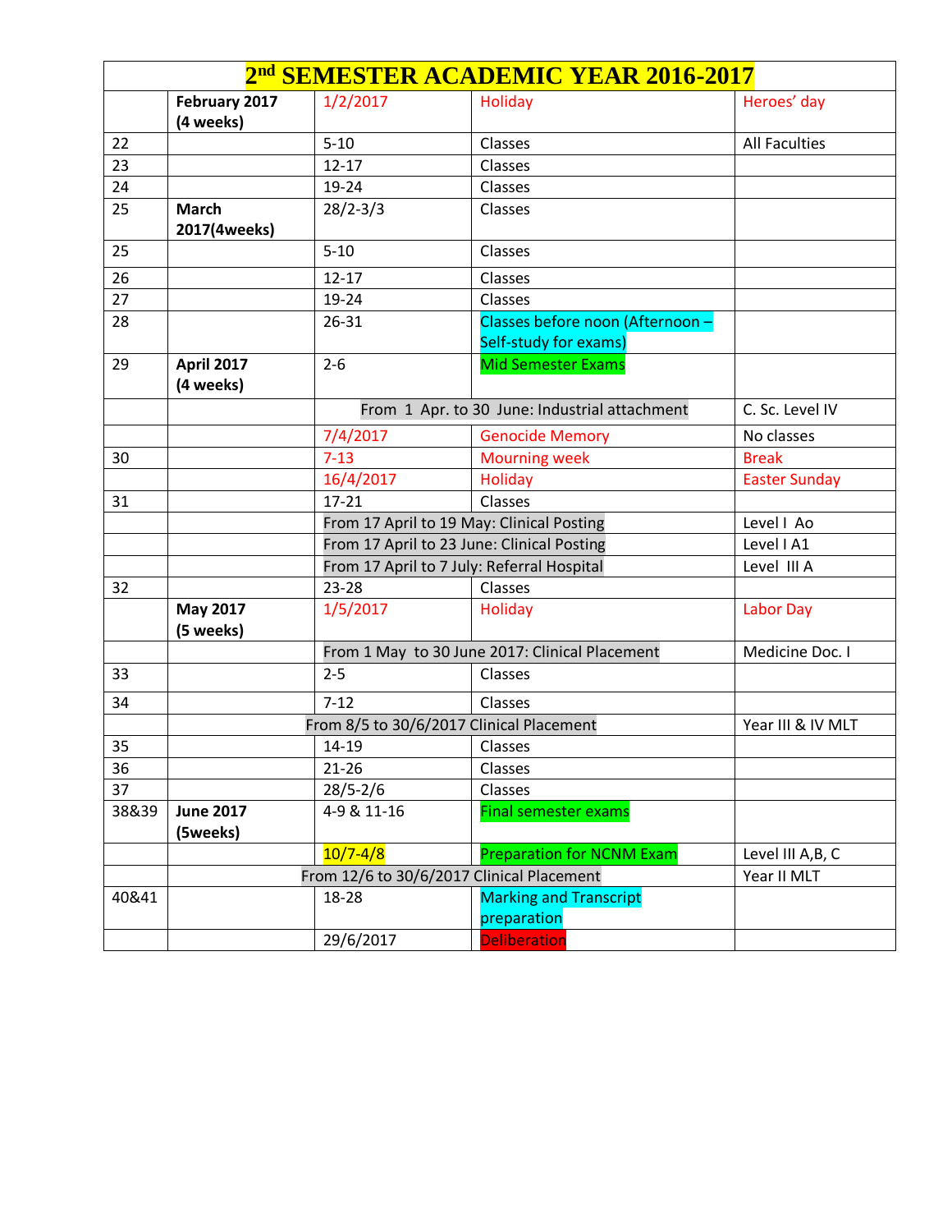| 2nd SEMESTER ACADEMIC YEAR 2016-2017 | | | | |
|---|---|---|---|---|
| | **February 2017 (4 weeks)** | 1/2/2017 | Holiday | Heroes' day |
| 22 | | 5-10 | Classes | All Faculties |
| 23 | | 12-17 | Classes | |
| 24 | | 19-24 | Classes | |
| 25 | **March 2017(4weeks)** | 28/2-3/3 | Classes | |
| 25 | | 5-10 | Classes | |
| 26 | | 12-17 | Classes | |
| 27 | | 19-24 | Classes | |
| 28 | | 26-31 | Classes before noon (Afternoon – Self-study for exams) | |
| 29 | **April 2017 (4 weeks)** | 2-6 | Mid Semester Exams | |
| | | From 1 Apr. to 30 June: Industrial attachment | | C. Sc. Level IV |
| | | 7/4/2017 | Genocide Memory | No classes |
| 30 | | 7-13 | Mourning week | Break |
| | | 16/4/2017 | Holiday | Easter Sunday |
| 31 | | 17-21 | Classes | |
| | | From 17 April to 19 May: Clinical Posting | | Level I Ao |
| | | From 17 April to 23 June: Clinical Posting | | Level I A1 |
| | | From 17 April to 7 July: Referral Hospital | | Level III A |
| 32 | | 23-28 | Classes | |
| | **May 2017 (5 weeks)** | 1/5/2017 | Holiday | Labor Day |
| | | From 1 May to 30 June 2017: Clinical Placement | | Medicine Doc. I |
| 33 | | 2-5 | Classes | |
| 34 | | 7-12 | Classes | |
| | From 8/5 to 30/6/2017 Clinical Placement | | | Year III & IV MLT |
| 35 | | 14-19 | Classes | |
| 36 | | 21-26 | Classes | |
| 37 | | 28/5-2/6 | Classes | |
| 38&39 | **June 2017 (5weeks)** | 4-9 & 11-16 | Final semester exams | |
| | | 10/7-4/8 | Preparation for NCNM Exam | Level III A,B, C |
| | From 12/6 to 30/6/2017 Clinical Placement | | | Year II MLT |
| 40&41 | | 18-28 | Marking and Transcript preparation | |
| | | 29/6/2017 | Deliberation | |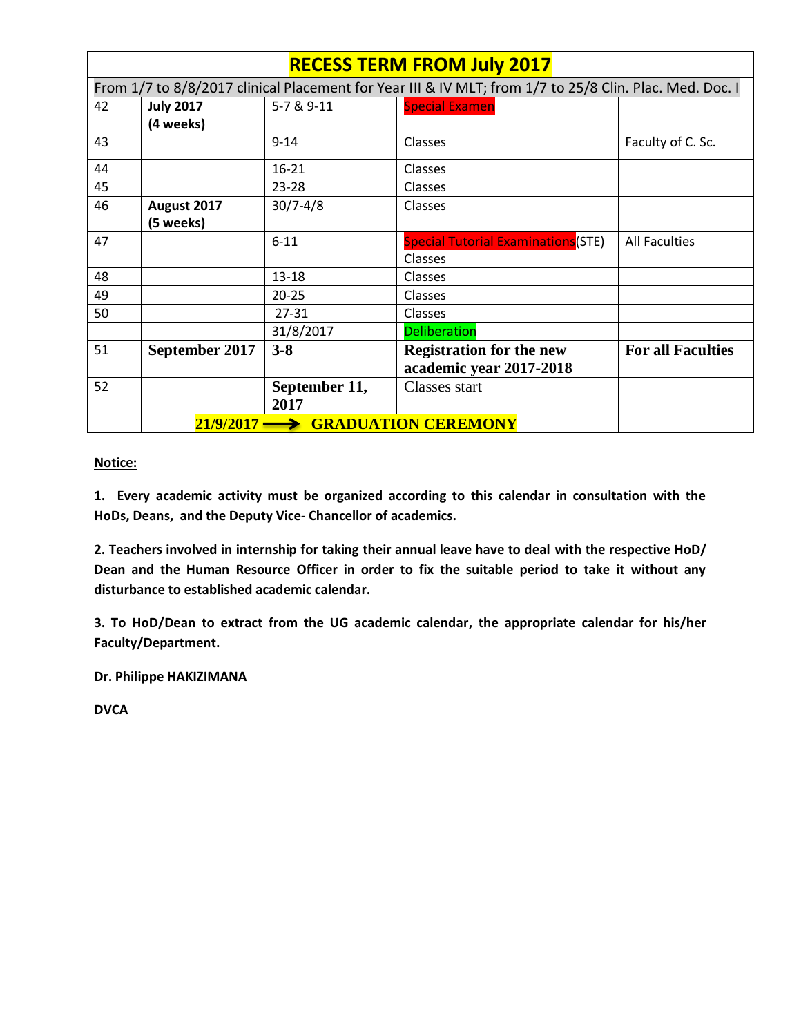| RECESS TERM FROM July 2017 | | | | |
|---|---|---|---|---|
| From 1/7 to 8/8/2017 clinical Placement for Year III & IV MLT; from 1/7 to 25/8 Clin. Plac. Med. Doc. I | | | | |
| 42 | **July 2017 (4 weeks)** | 5-7 & 9-11 | Special Examen | |
| 43 | | 9-14 | Classes | Faculty of C. Sc. |
| 44 | | 16-21 | Classes | |
| 45 | | 23-28 | Classes | |
| 46 | **August 2017 (5 weeks)** | 30/7-4/8 | Classes | |
| 47 | | 6-11 | Special Tutorial Examinations(STE) Classes | All Faculties |
| 48 | | 13-18 | Classes | |
| 49 | | 20-25 | Classes | |
| 50 | | 27-31 | Classes | |
| | | 31/8/2017 | Deliberation | |
| 51 | **September 2017** | **3-8** | **Registration for the new academic year 2017-2018** | **For all Faculties** |
| 52 | | **September 11, 2017** | Classes start | |
| | **21/9/2017 ⟶ GRADUATION CEREMONY** | | | |

**Notice:**

**1. Every academic activity must be organized according to this calendar in consultation with the HoDs, Deans, and the Deputy Vice- Chancellor of academics.**

**2. Teachers involved in internship for taking their annual leave have to deal with the respective HoD/ Dean and the Human Resource Officer in order to fix the suitable period to take it without any disturbance to established academic calendar.**

**3. To HoD/Dean to extract from the UG academic calendar, the appropriate calendar for his/her Faculty/Department.**

**Dr. Philippe HAKIZIMANA**

**DVCA**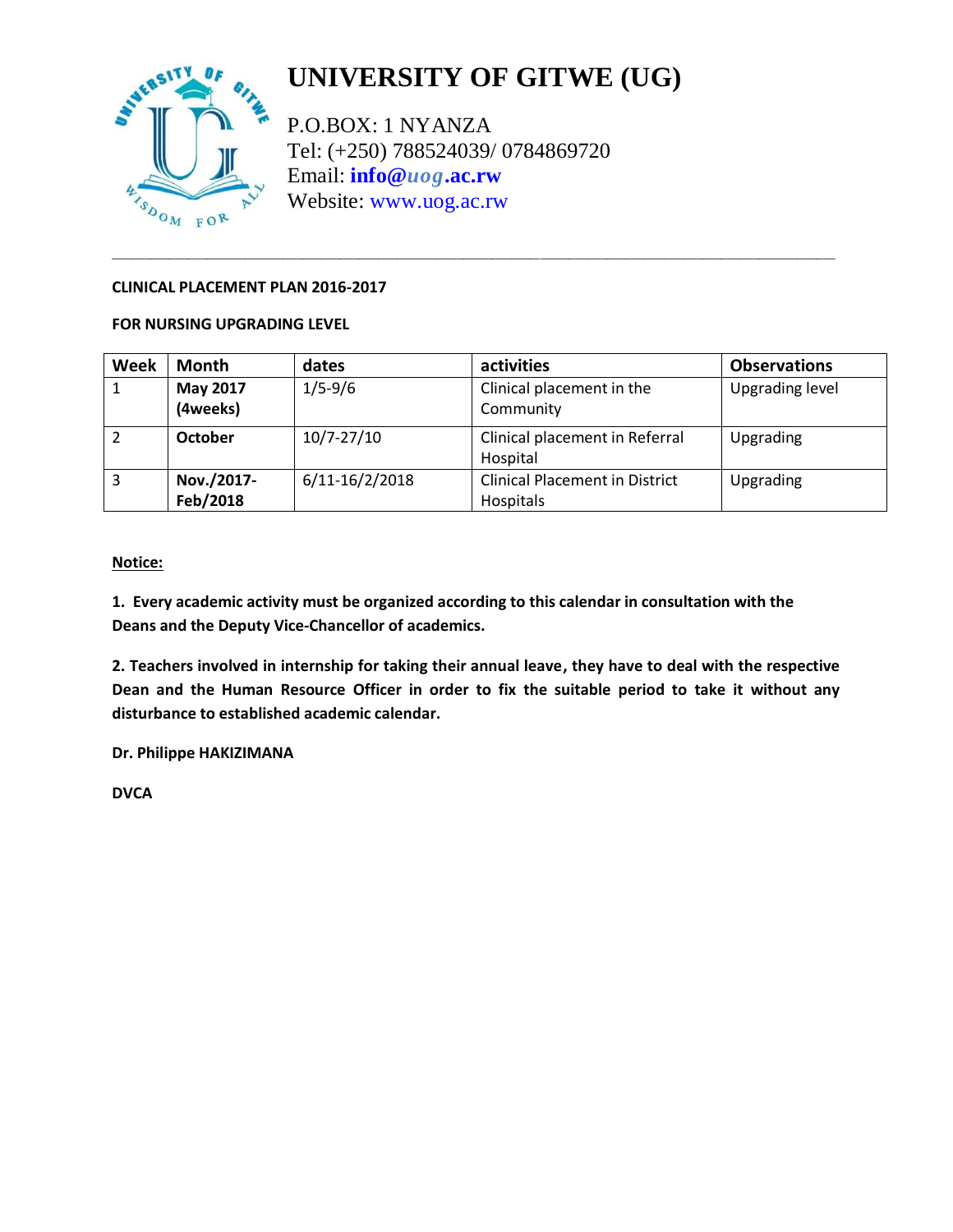# UNIVERSITY OF GITWE (UG)

P.O.BOX: 1 NYANZA
Tel: (+250) 788524039/ 0784869720
Email: **info@uog.ac.rw**
Website: www.uog.ac.rw

---

**CLINICAL PLACEMENT PLAN 2016-2017**

**FOR NURSING UPGRADING LEVEL**

| Week | Month | dates | activities | Observations |
|---|---|---|---|---|
| 1 | **May 2017 (4weeks)** | 1/5-9/6 | Clinical placement in the Community | Upgrading level |
| 2 | **October** | 10/7-27/10 | Clinical placement in Referral Hospital | Upgrading |
| 3 | **Nov./2017-Feb/2018** | 6/11-16/2/2018 | Clinical Placement in District Hospitals | Upgrading |

**Notice:**

**1. Every academic activity must be organized according to this calendar in consultation with the Deans and the Deputy Vice-Chancellor of academics.**

**2. Teachers involved in internship for taking their annual leave, they have to deal with the respective Dean and the Human Resource Officer in order to fix the suitable period to take it without any disturbance to established academic calendar.**

**Dr. Philippe HAKIZIMANA**

**DVCA**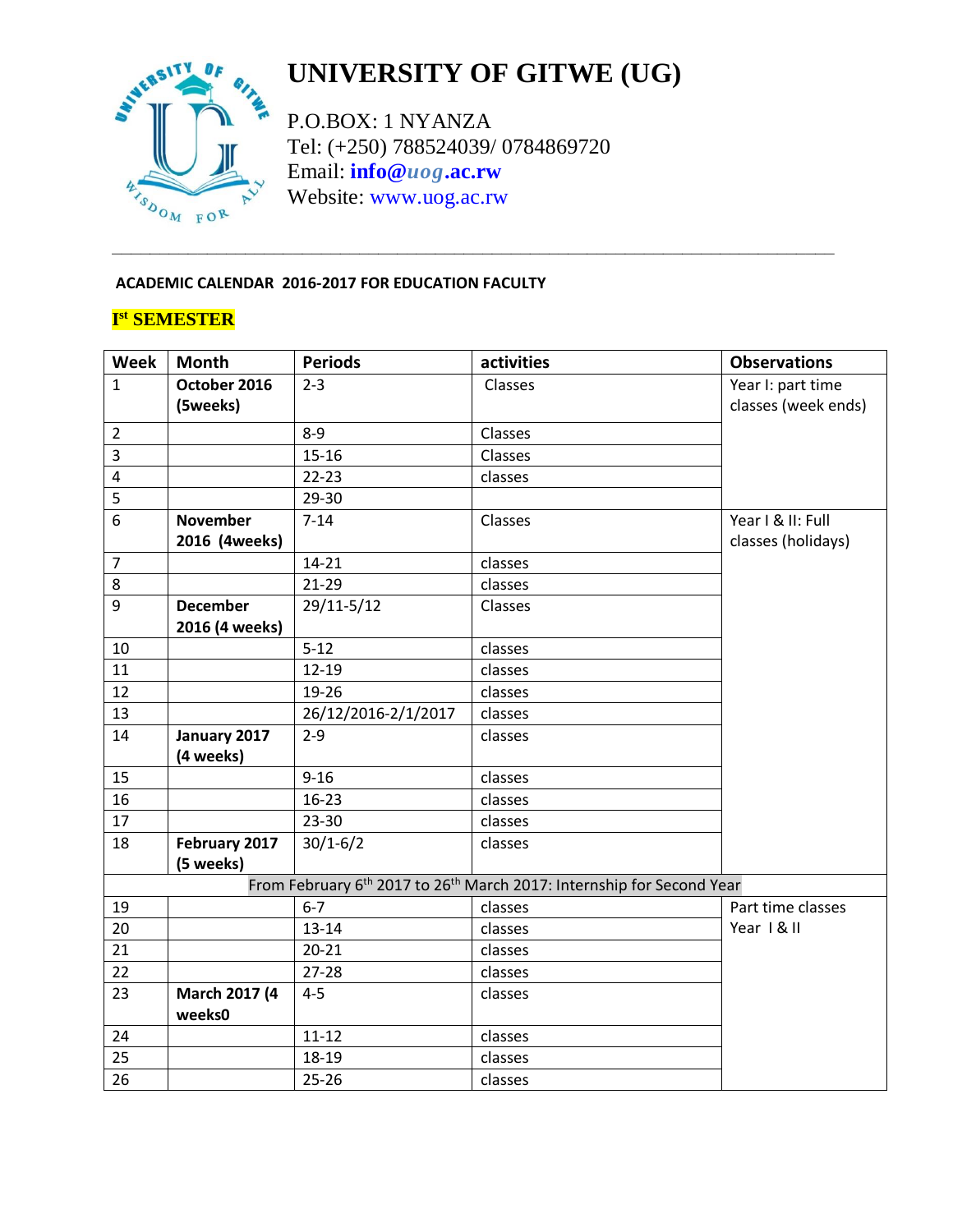# UNIVERSITY OF GITWE (UG)

P.O.BOX: 1 NYANZA
Tel: (+250) 788524039/ 0784869720
Email: **info@uog.ac.rw**
Website: www.uog.ac.rw

**ACADEMIC CALENDAR 2016-2017 FOR EDUCATION FACULTY**

## I[st] SEMESTER

| Week | Month | Periods | activities | Observations |
|---|---|---|---|---|
| 1 | **October 2016 (5weeks)** | 2-3 | Classes | Year I: part time classes (week ends) |
| 2 | | 8-9 | Classes | |
| 3 | | 15-16 | Classes | |
| 4 | | 22-23 | classes | |
| 5 | | 29-30 | | |
| 6 | **November 2016 (4weeks)** | 7-14 | Classes | Year I & II: Full classes (holidays) |
| 7 | | 14-21 | classes | |
| 8 | | 21-29 | classes | |
| 9 | **December 2016 (4 weeks)** | 29/11-5/12 | Classes | |
| 10 | | 5-12 | classes | |
| 11 | | 12-19 | classes | |
| 12 | | 19-26 | classes | |
| 13 | | 26/12/2016-2/1/2017 | classes | |
| 14 | **January 2017 (4 weeks)** | 2-9 | classes | |
| 15 | | 9-16 | classes | |
| 16 | | 16-23 | classes | |
| 17 | | 23-30 | classes | |
| 18 | **February 2017 (5 weeks)** | 30/1-6/2 | classes | |
| | From February 6th 2017 to 26th March 2017: Internship for Second Year | | | |
| 19 | | 6-7 | classes | Part time classes Year I & II |
| 20 | | 13-14 | classes | |
| 21 | | 20-21 | classes | |
| 22 | | 27-28 | classes | |
| 23 | **March 2017 (4 weeks0** | 4-5 | classes | |
| 24 | | 11-12 | classes | |
| 25 | | 18-19 | classes | |
| 26 | | 25-26 | classes | |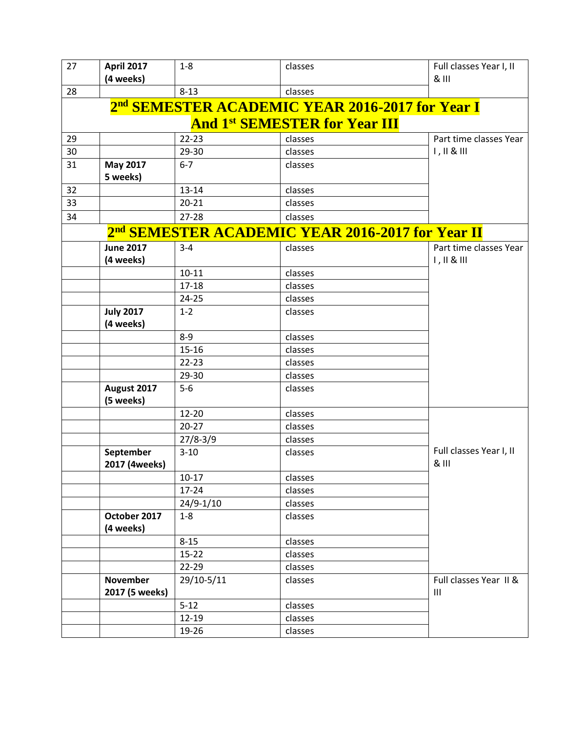| 27 | **April 2017 (4 weeks)** | 1-8 | classes | Full classes Year I, II & III |
|---|---|---|---|---|
| 28 | | 8-13 | classes | |
| **2nd SEMESTER ACADEMIC YEAR 2016-2017 for Year I And 1st SEMESTER for Year III** | | | | |
| 29 | | 22-23 | classes | Part time classes Year I , II & III |
| 30 | | 29-30 | classes | |
| 31 | **May 2017 5 weeks)** | 6-7 | classes | |
| 32 | | 13-14 | classes | |
| 33 | | 20-21 | classes | |
| 34 | | 27-28 | classes | |
| **2nd SEMESTER ACADEMIC YEAR 2016-2017 for Year II** | | | | |
| | **June 2017 (4 weeks)** | 3-4 | classes | Part time classes Year I , II & III |
| | | 10-11 | classes | |
| | | 17-18 | classes | |
| | | 24-25 | classes | |
| | **July 2017 (4 weeks)** | 1-2 | classes | |
| | | 8-9 | classes | |
| | | 15-16 | classes | |
| | | 22-23 | classes | |
| | | 29-30 | classes | |
| | **August 2017 (5 weeks)** | 5-6 | classes | |
| | | 12-20 | classes | Full classes Year I, II & III |
| | | 20-27 | classes | |
| | | 27/8-3/9 | classes | |
| | **September 2017 (4weeks)** | 3-10 | classes | |
| | | 10-17 | classes | |
| | | 17-24 | classes | |
| | | 24/9-1/10 | classes | |
| | **October 2017 (4 weeks)** | 1-8 | classes | |
| | | 8-15 | classes | |
| | | 15-22 | classes | |
| | | 22-29 | classes | |
| | **November 2017 (5 weeks)** | 29/10-5/11 | classes | Full classes Year II & III |
| | | 5-12 | classes | |
| | | 12-19 | classes | |
| | | 19-26 | classes | |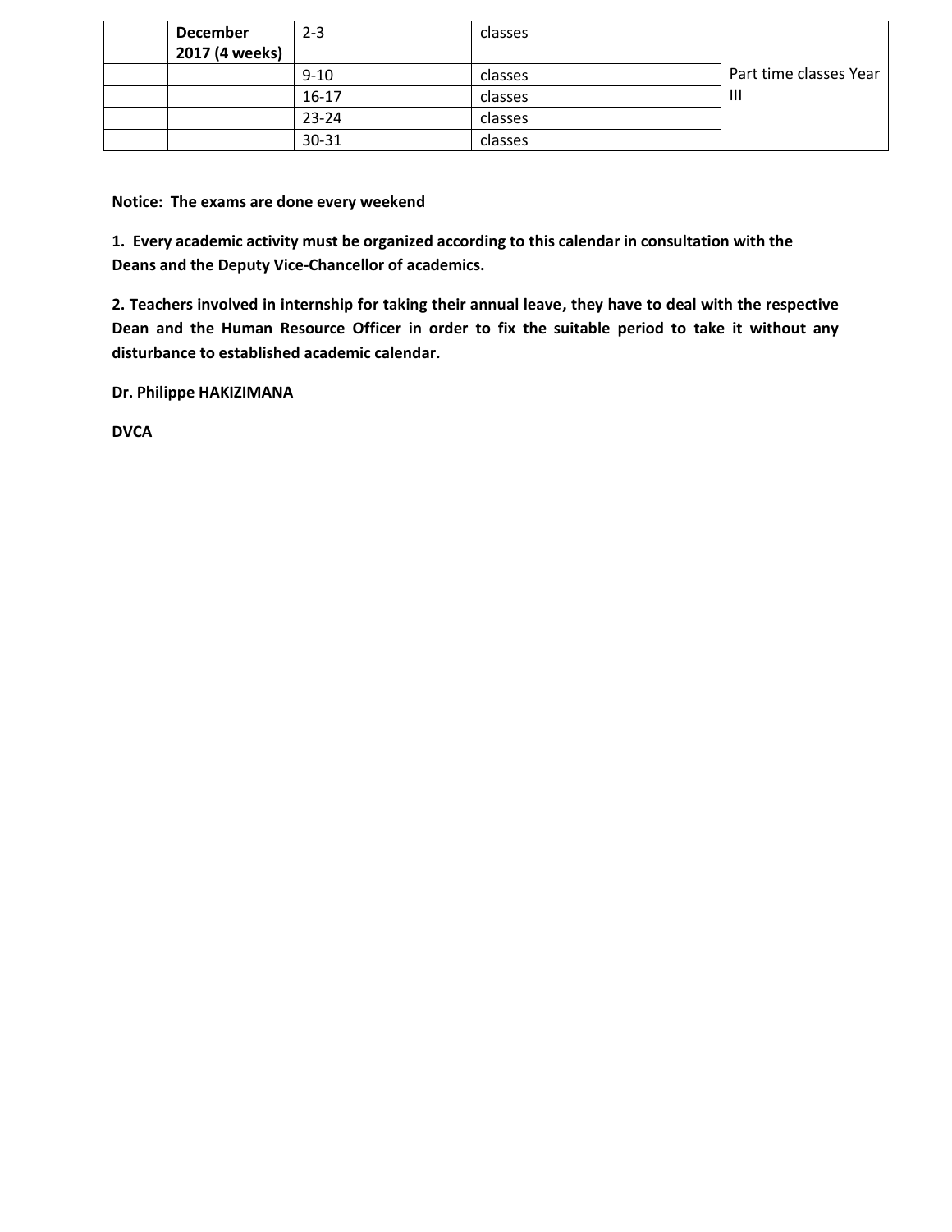| | | | | |
|---|---|---|---|---|
| | **December 2017 (4 weeks)** | 2-3 | classes | Part time classes Year III |
| | | 9-10 | classes | |
| | | 16-17 | classes | |
| | | 23-24 | classes | |
| | | 30-31 | classes | |

**Notice: The exams are done every weekend**

**1. Every academic activity must be organized according to this calendar in consultation with the Deans and the Deputy Vice-Chancellor of academics.**

**2. Teachers involved in internship for taking their annual leave, they have to deal with the respective Dean and the Human Resource Officer in order to fix the suitable period to take it without any disturbance to established academic calendar.**

**Dr. Philippe HAKIZIMANA**

**DVCA**